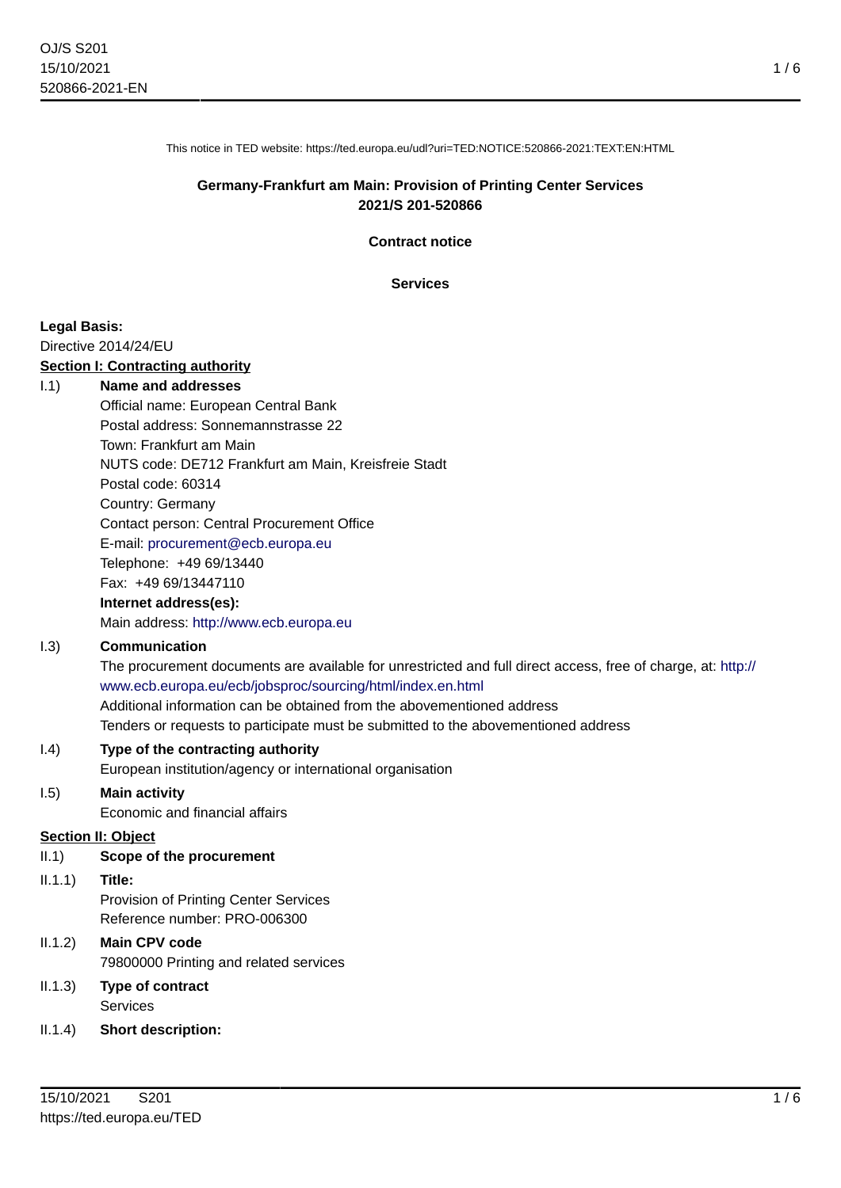This notice in TED website: https://ted.europa.eu/udl?uri=TED:NOTICE:520866-2021:TEXT:EN:HTML

**Germany-Frankfurt am Main: Provision of Printing Center Services**
**2021/S 201-520866**

**Contract notice**

**Services**

**Legal Basis:**
Directive 2014/24/EU

**Section I: Contracting authority**

I.1) **Name and addresses**
Official name: European Central Bank
Postal address: Sonnemannstrasse 22
Town: Frankfurt am Main
NUTS code: DE712 Frankfurt am Main, Kreisfreie Stadt
Postal code: 60314
Country: Germany
Contact person: Central Procurement Office
E-mail: procurement@ecb.europa.eu
Telephone: +49 69/13440
Fax: +49 69/13447110
**Internet address(es):**
Main address: http://www.ecb.europa.eu

I.3) **Communication**
The procurement documents are available for unrestricted and full direct access, free of charge, at: http://www.ecb.europa.eu/ecb/jobsproc/sourcing/html/index.en.html
Additional information can be obtained from the abovementioned address
Tenders or requests to participate must be submitted to the abovementioned address

I.4) **Type of the contracting authority**
European institution/agency or international organisation

I.5) **Main activity**
Economic and financial affairs

**Section II: Object**

II.1) **Scope of the procurement**

II.1.1) **Title:**
Provision of Printing Center Services
Reference number: PRO-006300

II.1.2) **Main CPV code**
79800000 Printing and related services

II.1.3) **Type of contract**
Services

II.1.4) **Short description:**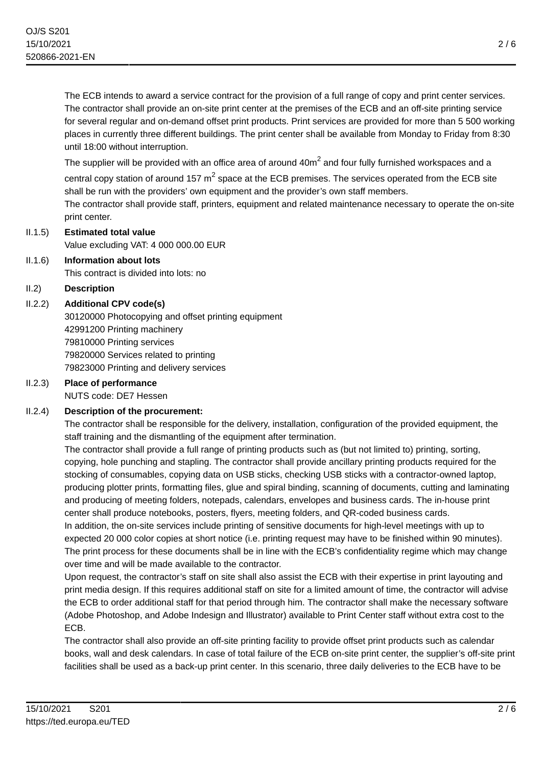The ECB intends to award a service contract for the provision of a full range of copy and print center services. The contractor shall provide an on-site print center at the premises of the ECB and an off-site printing service for several regular and on-demand offset print products. Print services are provided for more than 5 500 working places in currently three different buildings. The print center shall be available from Monday to Friday from 8:30 until 18:00 without interruption.

The supplier will be provided with an office area of around $40m^2$ and four fully furnished workspaces and a central copy station of around 157 $m^2$ space at the ECB premises. The services operated from the ECB site shall be run with the providers' own equipment and the provider's own staff members.

The contractor shall provide staff, printers, equipment and related maintenance necessary to operate the on-site print center.

II.1.5) **Estimated total value**

Value excluding VAT: 4 000 000.00 EUR

II.1.6) **Information about lots**

This contract is divided into lots: no

II.2) **Description**

II.2.2) **Additional CPV code(s)**

30120000 Photocopying and offset printing equipment
42991200 Printing machinery
79810000 Printing services
79820000 Services related to printing
79823000 Printing and delivery services

II.2.3) **Place of performance**

NUTS code: DE7 Hessen

II.2.4) **Description of the procurement:**

The contractor shall be responsible for the delivery, installation, configuration of the provided equipment, the staff training and the dismantling of the equipment after termination.

The contractor shall provide a full range of printing products such as (but not limited to) printing, sorting, copying, hole punching and stapling. The contractor shall provide ancillary printing products required for the stocking of consumables, copying data on USB sticks, checking USB sticks with a contractor-owned laptop, producing plotter prints, formatting files, glue and spiral binding, scanning of documents, cutting and laminating and producing of meeting folders, notepads, calendars, envelopes and business cards. The in-house print center shall produce notebooks, posters, flyers, meeting folders, and QR-coded business cards.

In addition, the on-site services include printing of sensitive documents for high-level meetings with up to expected 20 000 color copies at short notice (i.e. printing request may have to be finished within 90 minutes). The print process for these documents shall be in line with the ECB's confidentiality regime which may change over time and will be made available to the contractor.

Upon request, the contractor's staff on site shall also assist the ECB with their expertise in print layouting and print media design. If this requires additional staff on site for a limited amount of time, the contractor will advise the ECB to order additional staff for that period through him. The contractor shall make the necessary software (Adobe Photoshop, and Adobe Indesign and Illustrator) available to Print Center staff without extra cost to the ECB.

The contractor shall also provide an off-site printing facility to provide offset print products such as calendar books, wall and desk calendars. In case of total failure of the ECB on-site print center, the supplier's off-site print facilities shall be used as a back-up print center. In this scenario, three daily deliveries to the ECB have to be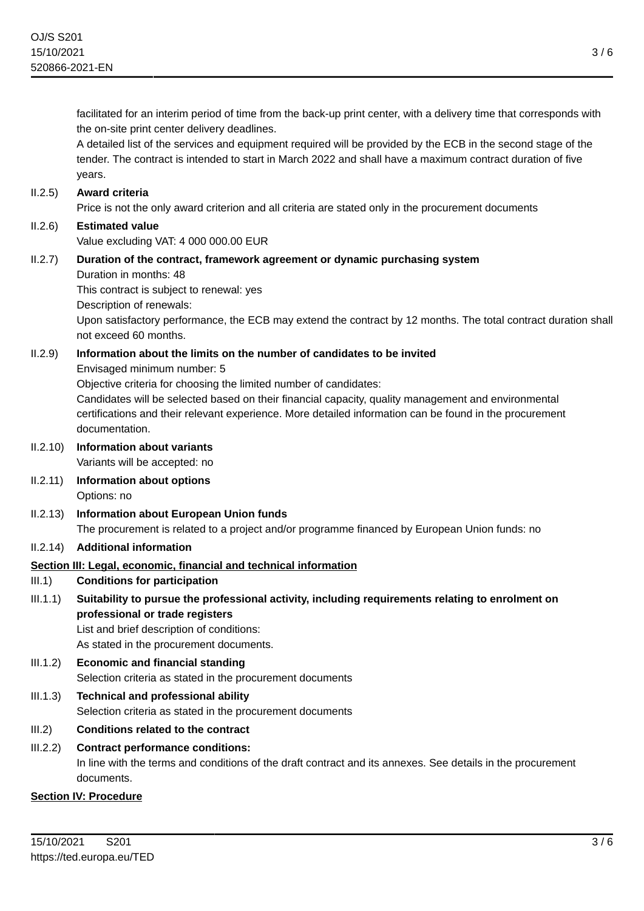facilitated for an interim period of time from the back-up print center, with a delivery time that corresponds with the on-site print center delivery deadlines.

A detailed list of the services and equipment required will be provided by the ECB in the second stage of the tender. The contract is intended to start in March 2022 and shall have a maximum contract duration of five years.

II.2.5) **Award criteria**

Price is not the only award criterion and all criteria are stated only in the procurement documents

II.2.6) **Estimated value**

Value excluding VAT: 4 000 000.00 EUR

II.2.7) **Duration of the contract, framework agreement or dynamic purchasing system**

Duration in months: 48

This contract is subject to renewal: yes

Description of renewals:

Upon satisfactory performance, the ECB may extend the contract by 12 months. The total contract duration shall not exceed 60 months.

II.2.9) **Information about the limits on the number of candidates to be invited**

Envisaged minimum number: 5

Objective criteria for choosing the limited number of candidates:

Candidates will be selected based on their financial capacity, quality management and environmental certifications and their relevant experience. More detailed information can be found in the procurement documentation.

II.2.10) **Information about variants**

Variants will be accepted: no

II.2.11) **Information about options**

Options: no

II.2.13) **Information about European Union funds**

The procurement is related to a project and/or programme financed by European Union funds: no

II.2.14) **Additional information**

**Section III: Legal, economic, financial and technical information**

III.1) **Conditions for participation**

III.1.1) **Suitability to pursue the professional activity, including requirements relating to enrolment on professional or trade registers**

List and brief description of conditions:

As stated in the procurement documents.

III.1.2) **Economic and financial standing**

Selection criteria as stated in the procurement documents

III.1.3) **Technical and professional ability**

Selection criteria as stated in the procurement documents

III.2) **Conditions related to the contract**

III.2.2) **Contract performance conditions:**

In line with the terms and conditions of the draft contract and its annexes. See details in the procurement documents.

**Section IV: Procedure**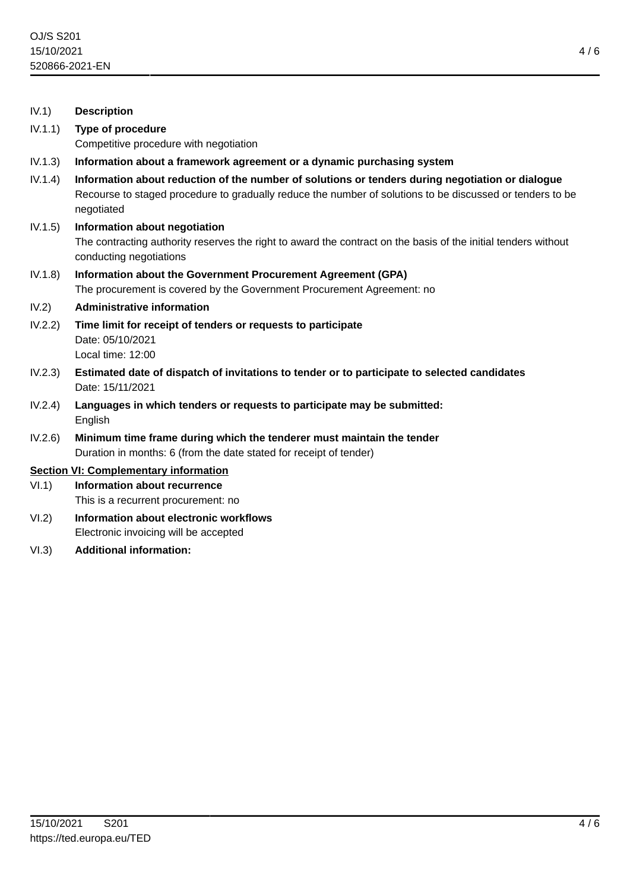IV.1) **Description**

IV.1.1) **Type of procedure**

Competitive procedure with negotiation

IV.1.3) **Information about a framework agreement or a dynamic purchasing system**

IV.1.4) **Information about reduction of the number of solutions or tenders during negotiation or dialogue**

Recourse to staged procedure to gradually reduce the number of solutions to be discussed or tenders to be negotiated

IV.1.5) **Information about negotiation**

The contracting authority reserves the right to award the contract on the basis of the initial tenders without conducting negotiations

IV.1.8) **Information about the Government Procurement Agreement (GPA)**

The procurement is covered by the Government Procurement Agreement: no

IV.2) **Administrative information**

IV.2.2) **Time limit for receipt of tenders or requests to participate**

Date: 05/10/2021

Local time: 12:00

IV.2.3) **Estimated date of dispatch of invitations to tender or to participate to selected candidates**

Date: 15/11/2021

IV.2.4) **Languages in which tenders or requests to participate may be submitted:**

English

IV.2.6) **Minimum time frame during which the tenderer must maintain the tender**

Duration in months: 6 (from the date stated for receipt of tender)

## Section VI: Complementary information

VI.1) **Information about recurrence**

This is a recurrent procurement: no

VI.2) **Information about electronic workflows**

Electronic invoicing will be accepted

VI.3) **Additional information:**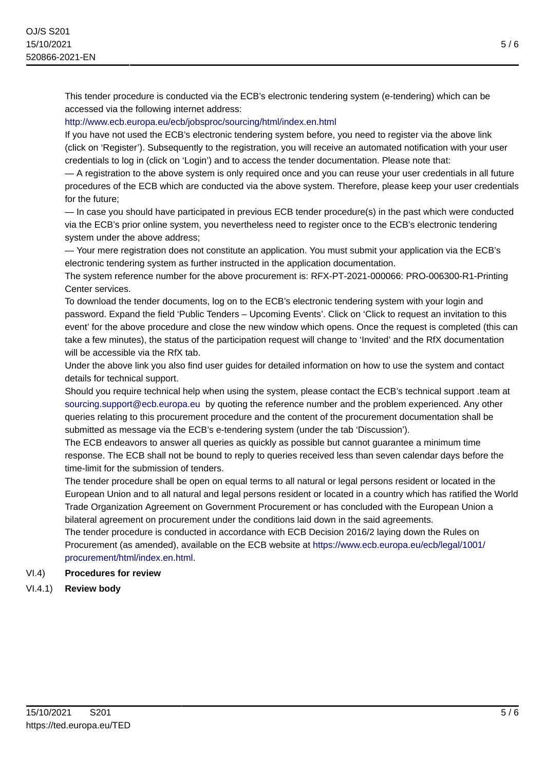This tender procedure is conducted via the ECB's electronic tendering system (e-tendering) which can be accessed via the following internet address:

http://www.ecb.europa.eu/ecb/jobsproc/sourcing/html/index.en.html

If you have not used the ECB's electronic tendering system before, you need to register via the above link (click on 'Register'). Subsequently to the registration, you will receive an automated notification with your user credentials to log in (click on 'Login') and to access the tender documentation. Please note that:

— A registration to the above system is only required once and you can reuse your user credentials in all future procedures of the ECB which are conducted via the above system. Therefore, please keep your user credentials for the future;

— In case you should have participated in previous ECB tender procedure(s) in the past which were conducted via the ECB's prior online system, you nevertheless need to register once to the ECB's electronic tendering system under the above address;

— Your mere registration does not constitute an application. You must submit your application via the ECB's electronic tendering system as further instructed in the application documentation.

The system reference number for the above procurement is: RFX-PT-2021-000066: PRO-006300-R1-Printing Center services.

To download the tender documents, log on to the ECB's electronic tendering system with your login and password. Expand the field 'Public Tenders – Upcoming Events'. Click on 'Click to request an invitation to this event' for the above procedure and close the new window which opens. Once the request is completed (this can take a few minutes), the status of the participation request will change to 'Invited' and the RfX documentation will be accessible via the RfX tab.

Under the above link you also find user guides for detailed information on how to use the system and contact details for technical support.

Should you require technical help when using the system, please contact the ECB's technical support .team at sourcing.support@ecb.europa.eu by quoting the reference number and the problem experienced. Any other queries relating to this procurement procedure and the content of the procurement documentation shall be submitted as message via the ECB's e-tendering system (under the tab 'Discussion').

The ECB endeavors to answer all queries as quickly as possible but cannot guarantee a minimum time response. The ECB shall not be bound to reply to queries received less than seven calendar days before the time-limit for the submission of tenders.

The tender procedure shall be open on equal terms to all natural or legal persons resident or located in the European Union and to all natural and legal persons resident or located in a country which has ratified the World Trade Organization Agreement on Government Procurement or has concluded with the European Union a bilateral agreement on procurement under the conditions laid down in the said agreements.

The tender procedure is conducted in accordance with ECB Decision 2016/2 laying down the Rules on Procurement (as amended), available on the ECB website at https://www.ecb.europa.eu/ecb/legal/1001/procurement/html/index.en.html.

VI.4) **Procedures for review**

VI.4.1) **Review body**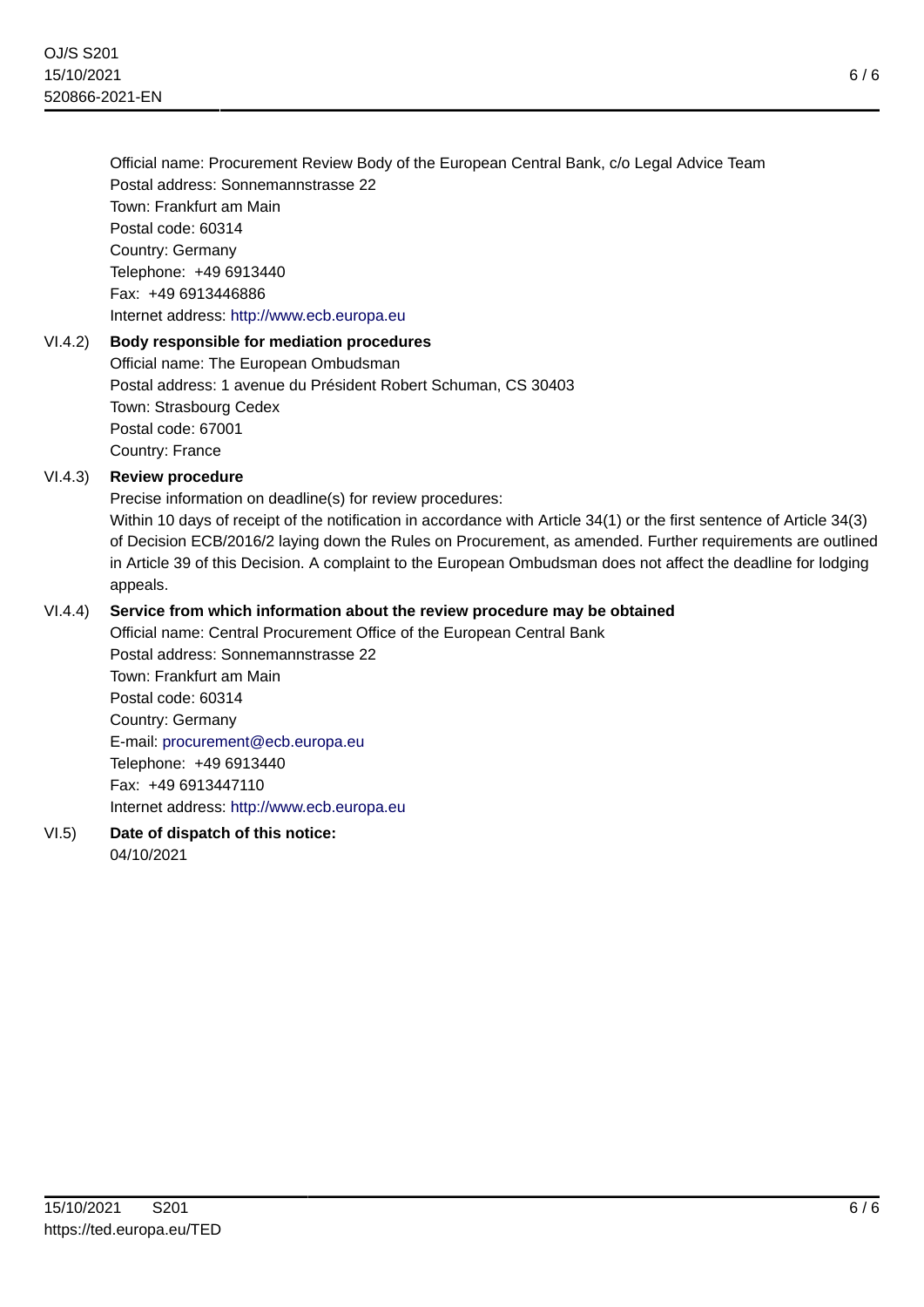Official name: Procurement Review Body of the European Central Bank, c/o Legal Advice Team
Postal address: Sonnemannstrasse 22
Town: Frankfurt am Main
Postal code: 60314
Country: Germany
Telephone: +49 6913440
Fax: +49 6913446886
Internet address: http://www.ecb.europa.eu

VI.4.2) **Body responsible for mediation procedures**

Official name: The European Ombudsman
Postal address: 1 avenue du Président Robert Schuman, CS 30403
Town: Strasbourg Cedex
Postal code: 67001
Country: France

VI.4.3) **Review procedure**

Precise information on deadline(s) for review procedures:
Within 10 days of receipt of the notification in accordance with Article 34(1) or the first sentence of Article 34(3) of Decision ECB/2016/2 laying down the Rules on Procurement, as amended. Further requirements are outlined in Article 39 of this Decision. A complaint to the European Ombudsman does not affect the deadline for lodging appeals.

VI.4.4) **Service from which information about the review procedure may be obtained**

Official name: Central Procurement Office of the European Central Bank
Postal address: Sonnemannstrasse 22
Town: Frankfurt am Main
Postal code: 60314
Country: Germany
E-mail: procurement@ecb.europa.eu
Telephone: +49 6913440
Fax: +49 6913447110
Internet address: http://www.ecb.europa.eu

VI.5) **Date of dispatch of this notice:**

04/10/2021